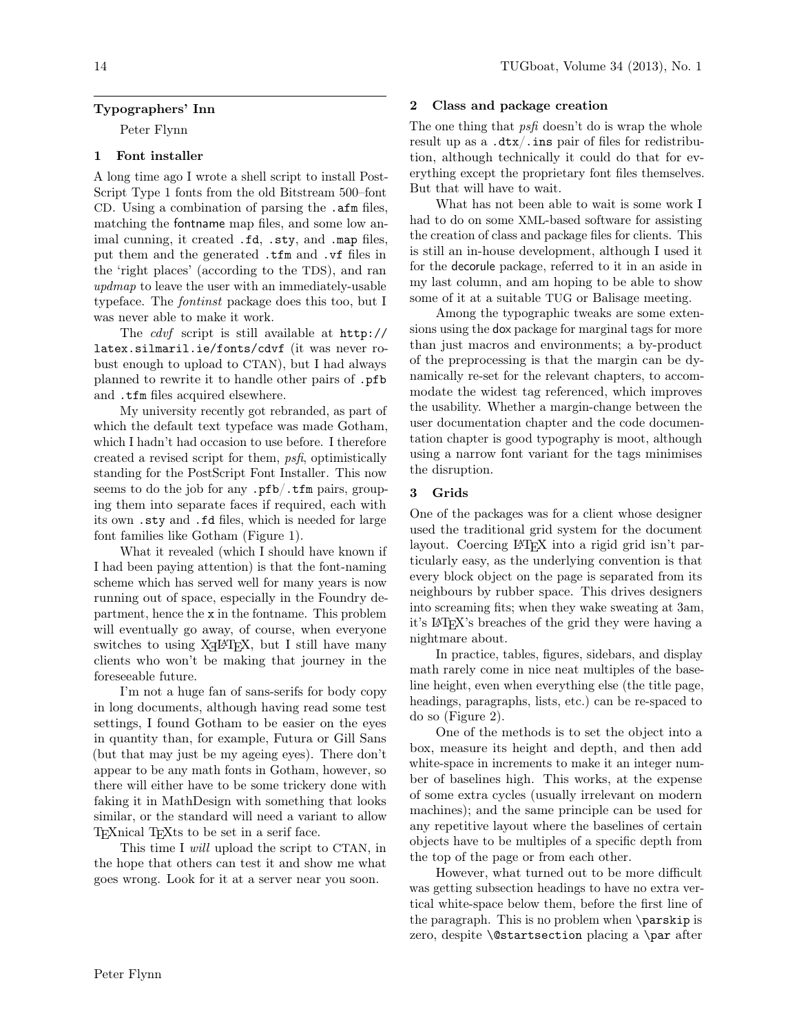# Typographers' Inn

Peter Flynn

## 1 Font installer

A long time ago I wrote a shell script to install PostScript Type 1 fonts from the old Bitstream 500–font CD. Using a combination of parsing the `.afm` files, matching the fontname map files, and some low animal cunning, it created `.fd`, `.sty`, and `.map` files, put them and the generated `.tfm` and `.vf` files in the 'right places' (according to the TDS), and ran *updmap* to leave the user with an immediately-usable typeface. The *fontinst* package does this too, but I was never able to make it work.

The *cdvf* script is still available at `http://latex.silmaril.ie/fonts/cdvf` (it was never robust enough to upload to CTAN), but I had always planned to rewrite it to handle other pairs of `.pfb` and `.tfm` files acquired elsewhere.

My university recently got rebranded, as part of which the default text typeface was made Gotham, which I hadn't had occasion to use before. I therefore created a revised script for them, *psfi*, optimistically standing for the PostScript Font Installer. This now seems to do the job for any `.pfb`/`.tfm` pairs, grouping them into separate faces if required, each with its own `.sty` and `.fd` files, which is needed for large font families like Gotham (Figure 1).

What it revealed (which I should have known if I had been paying attention) is that the font-naming scheme which has served well for many years is now running out of space, especially in the Foundry department, hence the `x` in the fontname. This problem will eventually go away, of course, when everyone switches to using XeLaTeX, but I still have many clients who won't be making that journey in the foreseeable future.

I'm not a huge fan of sans-serifs for body copy in long documents, although having read some test settings, I found Gotham to be easier on the eyes in quantity than, for example, Futura or Gill Sans (but that may just be my ageing eyes). There don't appear to be any math fonts in Gotham, however, so there will either have to be some trickery done with faking it in MathDesign with something that looks similar, or the standard will need a variant to allow TeXnical TeXts to be set in a serif face.

This time I *will* upload the script to CTAN, in the hope that others can test it and show me what goes wrong. Look for it at a server near you soon.

## 2 Class and package creation

The one thing that *psfi* doesn't do is wrap the whole result up as a `.dtx`/`.ins` pair of files for redistribution, although technically it could do that for everything except the proprietary font files themselves. But that will have to wait.

What has not been able to wait is some work I had to do on some XML-based software for assisting the creation of class and package files for clients. This is still an in-house development, although I used it for the decorule package, referred to it in an aside in my last column, and am hoping to be able to show some of it at a suitable TUG or Balisage meeting.

Among the typographic tweaks are some extensions using the dox package for marginal tags for more than just macros and environments; a by-product of the preprocessing is that the margin can be dynamically re-set for the relevant chapters, to accommodate the widest tag referenced, which improves the usability. Whether a margin-change between the user documentation chapter and the code documentation chapter is good typography is moot, although using a narrow font variant for the tags minimises the disruption.

## 3 Grids

One of the packages was for a client whose designer used the traditional grid system for the document layout. Coercing LaTeX into a rigid grid isn't particularly easy, as the underlying convention is that every block object on the page is separated from its neighbours by rubber space. This drives designers into screaming fits; when they wake sweating at 3am, it's LaTeX's breaches of the grid they were having a nightmare about.

In practice, tables, figures, sidebars, and display math rarely come in nice neat multiples of the baseline height, even when everything else (the title page, headings, paragraphs, lists, etc.) can be re-spaced to do so (Figure 2).

One of the methods is to set the object into a box, measure its height and depth, and then add white-space in increments to make it an integer number of baselines high. This works, at the expense of some extra cycles (usually irrelevant on modern machines); and the same principle can be used for any repetitive layout where the baselines of certain objects have to be multiples of a specific depth from the top of the page or from each other.

However, what turned out to be more difficult was getting subsection headings to have no extra vertical white-space below them, before the first line of the paragraph. This is no problem when `\parskip` is zero, despite `\@startsection` placing a `\par` after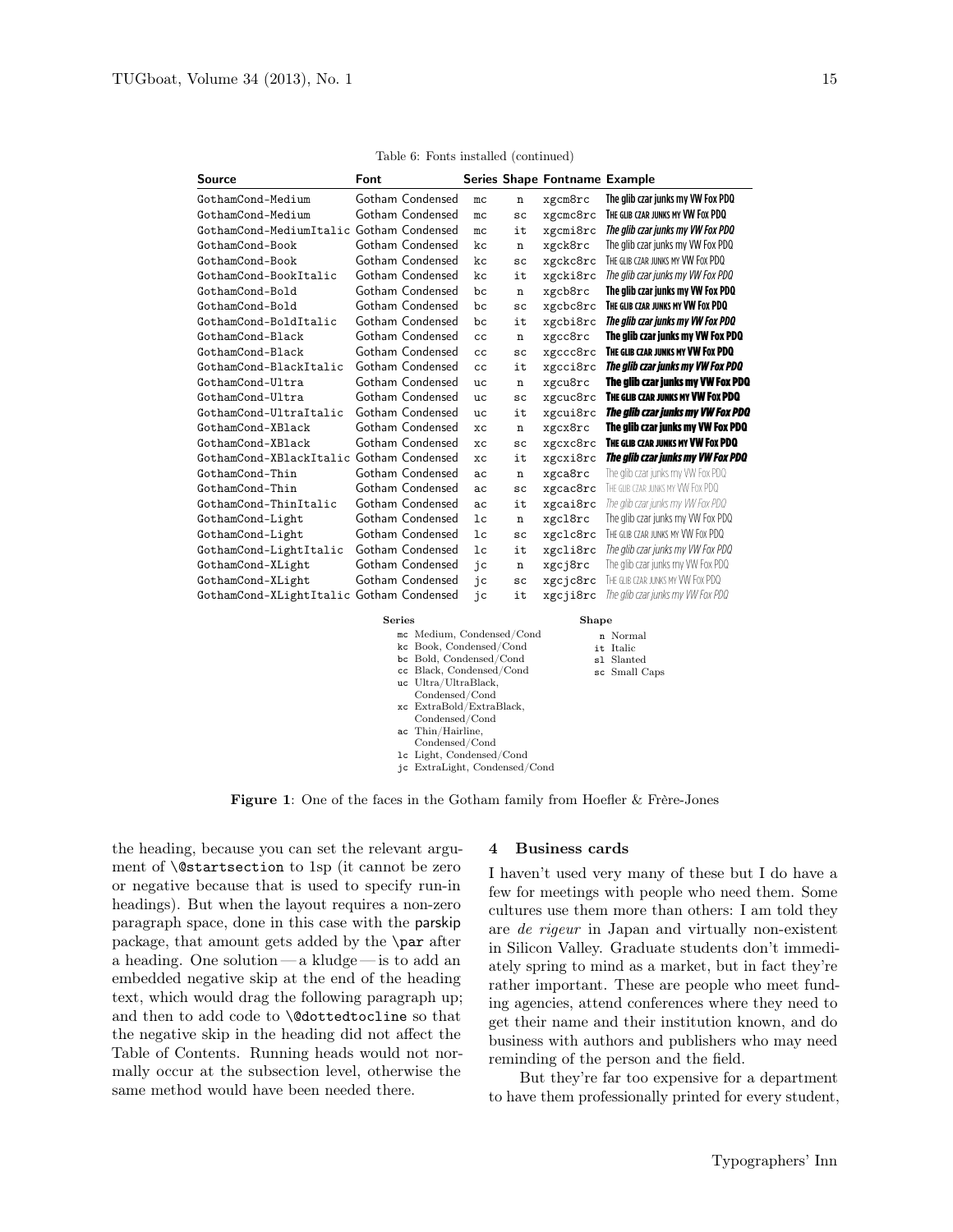Table 6: Fonts installed (continued)

| Source | Font | Series | Shape | Fontname | Example |
|---|---|---|---|---|---|
| GothamCond-Medium | Gotham Condensed | mc | n | xgcm8rc | The glib czar junks my VW Fox PDQ |
| GothamCond-Medium | Gotham Condensed | mc | sc | xgcmc8rc | THE GLIB CZAR JUNKS MY VW FOX PDQ |
| GothamCond-MediumItalic | Gotham Condensed | mc | it | xgcmi8rc | *The glib czar junks my VW Fox PDQ* |
| GothamCond-Book | Gotham Condensed | kc | n | xgck8rc | The glib czar junks my VW Fox PDQ |
| GothamCond-Book | Gotham Condensed | kc | sc | xgckc8rc | THE GLIB CZAR JUNKS MY VW FOX PDQ |
| GothamCond-BookItalic | Gotham Condensed | kc | it | xgcki8rc | *The glib czar junks my VW Fox PDQ* |
| GothamCond-Bold | Gotham Condensed | bc | n | xgcb8rc | **The glib czar junks my VW Fox PDQ** |
| GothamCond-Bold | Gotham Condensed | bc | sc | xgcbc8rc | **THE GLIB CZAR JUNKS MY VW FOX PDQ** |
| GothamCond-BoldItalic | Gotham Condensed | bc | it | xgcbi8rc | ***The glib czar junks my VW Fox PDQ*** |
| GothamCond-Black | Gotham Condensed | cc | n | xgcc8rc | **The glib czar junks my VW Fox PDQ** |
| GothamCond-Black | Gotham Condensed | cc | sc | xgccc8rc | **THE GLIB CZAR JUNKS MY VW FOX PDQ** |
| GothamCond-BlackItalic | Gotham Condensed | cc | it | xgcci8rc | ***The glib czar junks my VW Fox PDQ*** |
| GothamCond-Ultra | Gotham Condensed | uc | n | xgcu8rc | **The glib czar junks my VW Fox PDQ** |
| GothamCond-Ultra | Gotham Condensed | uc | sc | xgcuc8rc | **THE GLIB CZAR JUNKS MY VW FOX PDQ** |
| GothamCond-UltraItalic | Gotham Condensed | uc | it | xgcui8rc | ***The glib czar junks my VW Fox PDQ*** |
| GothamCond-XBlack | Gotham Condensed | xc | n | xgcx8rc | **The glib czar junks my VW Fox PDQ** |
| GothamCond-XBlack | Gotham Condensed | xc | sc | xgcxc8rc | **THE GLIB CZAR JUNKS MY VW FOX PDQ** |
| GothamCond-XBlackItalic | Gotham Condensed | xc | it | xgcxi8rc | ***The glib czar junks my VW Fox PDQ*** |
| GothamCond-Thin | Gotham Condensed | ac | n | xgca8rc | The glib czar junks my VW Fox PDQ |
| GothamCond-Thin | Gotham Condensed | ac | sc | xgcac8rc | THE GLIB CZAR JUNKS MY VW FOX PDQ |
| GothamCond-ThinItalic | Gotham Condensed | ac | it | xgcai8rc | *The glib czar junks my VW Fox PDQ* |
| GothamCond-Light | Gotham Condensed | lc | n | xgcl8rc | The glib czar junks my VW Fox PDQ |
| GothamCond-Light | Gotham Condensed | lc | sc | xgclc8rc | THE GLIB CZAR JUNKS MY VW FOX PDQ |
| GothamCond-LightItalic | Gotham Condensed | lc | it | xgcli8rc | *The glib czar junks my VW Fox PDQ* |
| GothamCond-XLight | Gotham Condensed | jc | n | xgcj8rc | The glib czar junks my VW Fox PDQ |
| GothamCond-XLight | Gotham Condensed | jc | sc | xgcjc8rc | THE GLIB CZAR JUNKS MY VW FOX PDQ |
| GothamCond-XLightItalic | Gotham Condensed | jc | it | xgcji8rc | *The glib czar junks my VW Fox PDQ* |

**Series**

- mc Medium, Condensed/Cond
- kc Book, Condensed/Cond
- bc Bold, Condensed/Cond
- cc Black, Condensed/Cond
- uc Ultra/UltraBlack, Condensed/Cond
- xc ExtraBold/ExtraBlack, Condensed/Cond
- ac Thin/Hairline, Condensed/Cond
- lc Light, Condensed/Cond
- jc ExtraLight, Condensed/Cond

**Shape**

- n Normal
- it Italic
- sl Slanted
- sc Small Caps

**Figure 1**: One of the faces in the Gotham family from Hoefler & Frère-Jones

the heading, because you can set the relevant argument of `\@startsection` to 1sp (it cannot be zero or negative because that is used to specify run-in headings). But when the layout requires a non-zero paragraph space, done in this case with the parskip package, that amount gets added by the `\par` after a heading. One solution — a kludge — is to add an embedded negative skip at the end of the heading text, which would drag the following paragraph up; and then to add code to `\@dottedtocline` so that the negative skip in the heading did not affect the Table of Contents. Running heads would not normally occur at the subsection level, otherwise the same method would have been needed there.

## 4 Business cards

I haven't used very many of these but I do have a few for meetings with people who need them. Some cultures use them more than others: I am told they are *de rigeur* in Japan and virtually non-existent in Silicon Valley. Graduate students don't immediately spring to mind as a market, but in fact they're rather important. These are people who meet funding agencies, attend conferences where they need to get their name and their institution known, and do business with authors and publishers who may need reminding of the person and the field.

But they're far too expensive for a department to have them professionally printed for every student,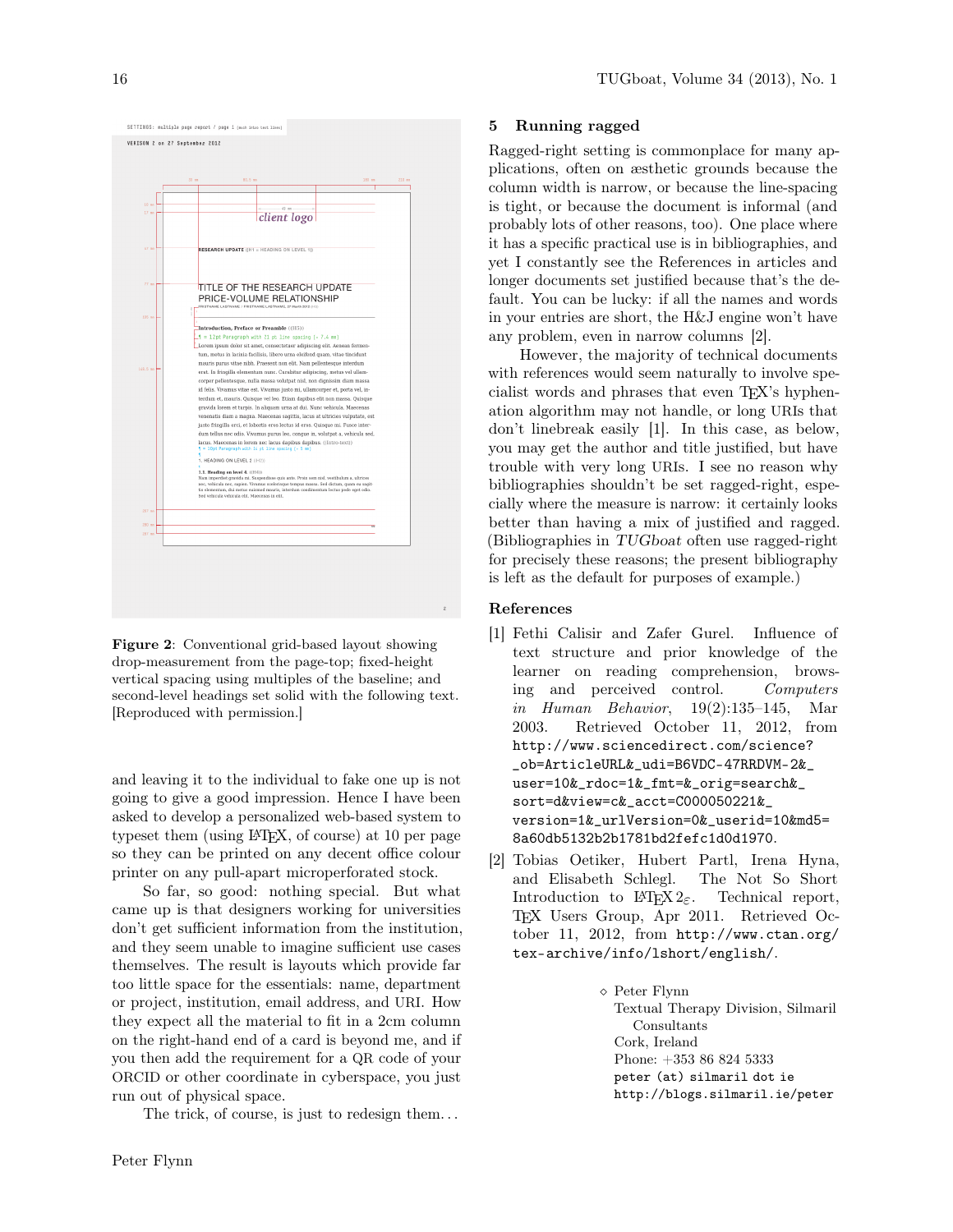Figure 2: Conventional grid-based layout showing drop-measurement from the page-top; fixed-height vertical spacing using multiples of the baseline; and second-level headings set solid with the following text. [Reproduced with permission.]

and leaving it to the individual to fake one up is not going to give a good impression. Hence I have been asked to develop a personalized web-based system to typeset them (using LaTeX, of course) at 10 per page so they can be printed on any decent office colour printer on any pull-apart microperforated stock.

So far, so good: nothing special. But what came up is that designers working for universities don't get sufficient information from the institution, and they seem unable to imagine sufficient use cases themselves. The result is layouts which provide far too little space for the essentials: name, department or project, institution, email address, and URI. How they expect all the material to fit in a 2cm column on the right-hand end of a card is beyond me, and if you then add the requirement for a QR code of your ORCID or other coordinate in cyberspace, you just run out of physical space.

The trick, of course, is just to redesign them...

## 5 Running ragged

Ragged-right setting is commonplace for many applications, often on æsthetic grounds because the column width is narrow, or because the line-spacing is tight, or because the document is informal (and probably lots of other reasons, too). One place where it has a specific practical use is in bibliographies, and yet I constantly see the References in articles and longer documents set justified because that's the default. You can be lucky: if all the names and words in your entries are short, the H&J engine won't have any problem, even in narrow columns [2].

However, the majority of technical documents with references would seem naturally to involve specialist words and phrases that even TeX's hyphenation algorithm may not handle, or long URIs that don't linebreak easily [1]. In this case, as below, you may get the author and title justified, but have trouble with very long URIs. I see no reason why bibliographies shouldn't be set ragged-right, especially where the measure is narrow: it certainly looks better than having a mix of justified and ragged. (Bibliographies in *TUGboat* often use ragged-right for precisely these reasons; the present bibliography is left as the default for purposes of example.)

## References

[1] Fethi Calisir and Zafer Gurel. Influence of text structure and prior knowledge of the learner on reading comprehension, browsing and perceived control. *Computers in Human Behavior*, 19(2):135–145, Mar 2003. Retrieved October 11, 2012, from `http://www.sciencedirect.com/science?_ob=ArticleURL&_udi=B6VDC-47RRDVM-2&_user=10&_rdoc=1&_fmt=&_orig=search&_sort=d&view=c&_acct=C000050221&_version=1&_urlVersion=0&_userid=10&md5=8a60db5132b2b1781bd2fefc1d0d1970`.

[2] Tobias Oetiker, Hubert Partl, Irena Hyna, and Elisabeth Schlegl. The Not So Short Introduction to LaTeX $2_\varepsilon$. Technical report, TeX Users Group, Apr 2011. Retrieved October 11, 2012, from `http://www.ctan.org/tex-archive/info/lshort/english/`.

◇ Peter Flynn
Textual Therapy Division, Silmaril Consultants
Cork, Ireland
Phone: +353 86 824 5333
`peter (at) silmaril dot ie`
`http://blogs.silmaril.ie/peter`